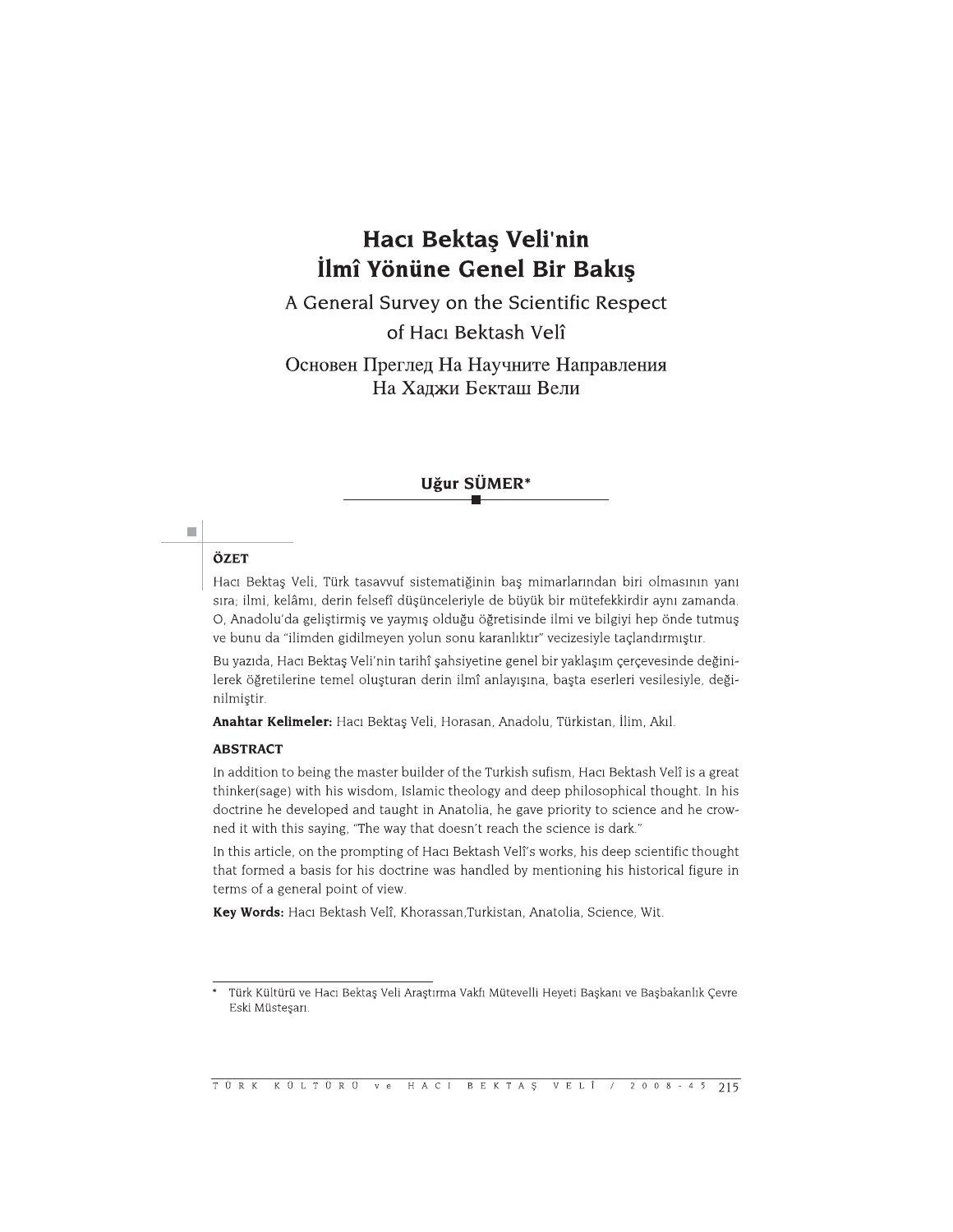# Hacı Bektaş Veli'nin İlmî Yönüne Genel Bir Bakış

## A General Survey on the Scientific Respect of Hacı Bektash Velî

## Основен Преглед На Научните Направления На Хаджи Бекташ Вели

**Uğur SÜMER***

### ÖZET

Hacı Bektaş Veli, Türk tasavvuf sistematiğinin baş mimarlarından biri olmasının yanı sıra; ilmi, kelâmı, derin felsefî düşünceleriyle de büyük bir mütefekkirdir aynı zamanda. O, Anadolu'da geliştirmiş ve yaymış olduğu öğretisinde ilmi ve bilgiyi hep önde tutmuş ve bunu da "ilimden gidilmeyen yolun sonu karanlıktır" vecizesiyle taçlandırmıştır.

Bu yazıda, Hacı Bektaş Veli'nin tarihî şahsiyetine genel bir yaklaşım çerçevesinde değinilerek öğretilerine temel oluşturan derin ilmî anlayışına, başta eserleri vesilesiyle, değinilmiştir.

**Anahtar Kelimeler:** Hacı Bektaş Veli, Horasan, Anadolu, Türkistan, İlim, Akıl.

### ABSTRACT

In addition to being the master builder of the Turkish sufism, Hacı Bektash Velî is a great thinker(sage) with his wisdom, Islamic theology and deep philosophical thought. In his doctrine he developed and taught in Anatolia, he gave priority to science and he crowned it with this saying, "The way that doesn't reach the science is dark."

In this article, on the prompting of Hacı Bektash Velî's works, his deep scientific thought that formed a basis for his doctrine was handled by mentioning his historical figure in terms of a general point of view.

**Key Words:** Hacı Bektash Velî, Khorassan,Turkistan, Anatolia, Science, Wit.

---

* Türk Kültürü ve Hacı Bektaş Veli Araştırma Vakfı Mütevelli Heyeti Başkanı ve Başbakanlık Çevre Eski Müsteşarı.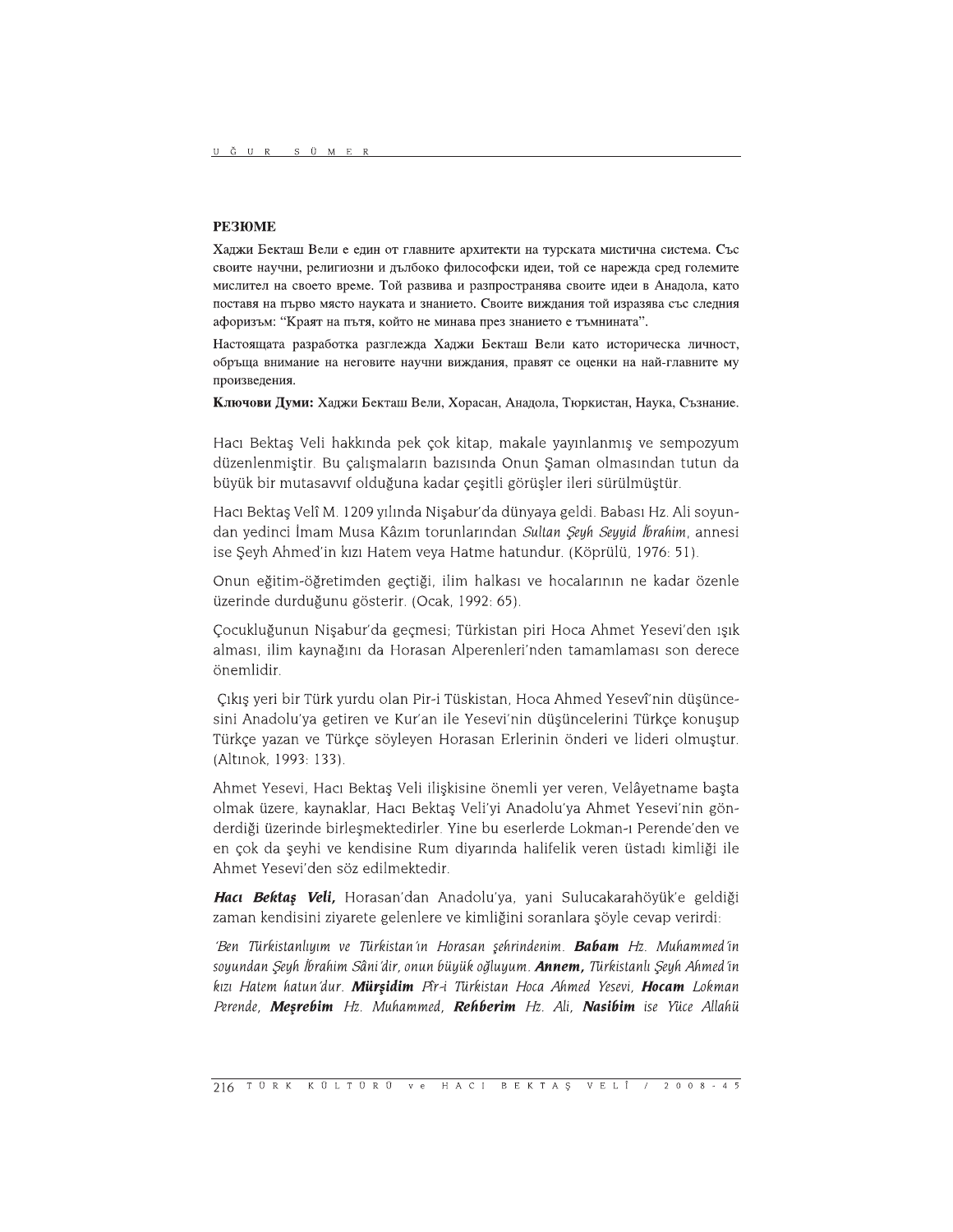**РЕЗЮМЕ**

Хаджи Бекташ Вели е един от главните архитекти на турската мистична система. Със своите научни, религиозни и дълбоко философски идеи, той се нарежда сред големите мислител на своето време. Той развива и разпространява своите идеи в Анадола, като поставя на първо място науката и знанието. Своите виждания той изразява със следния афоризъм: "Краят на пътя, който не минава през знанието е тъмнината".

Настоящата разработка разглежда Хаджи Бекташ Вели като историческа личност, обръща внимание на неговите научни виждания, правят се оценки на най-главните му произведения.

**Ключови Думи:** Хаджи Бекташ Вели, Хорасан, Анадола, Тюркистан, Наука, Съзнание.

Hacı Bektaş Veli hakkında pek çok kitap, makale yayınlanmış ve sempozyum düzenlenmiştir. Bu çalışmaların bazısında Onun Şaman olmasından tutun da büyük bir mutasavvıf olduğuna kadar çeşitli görüşler ileri sürülmüştür.

Hacı Bektaş Velî M. 1209 yılında Nişabur'da dünyaya geldi. Babası Hz. Ali soyundan yedinci İmam Musa Kâzım torunlarından *Sultan Şeyh Seyyid İbrahim*, annesi ise Şeyh Ahmed'in kızı Hatem veya Hatme hatundur. (Köprülü, 1976: 51).

Onun eğitim-öğretimden geçtiği, ilim halkası ve hocalarının ne kadar özenle üzerinde durduğunu gösterir. (Ocak, 1992: 65).

Çocukluğunun Nişabur'da geçmesi; Türkistan piri Hoca Ahmet Yesevi'den ışık alması, ilim kaynağını da Horasan Alperenleri'nden tamamlaması son derece önemlidir.

Çıkış yeri bir Türk yurdu olan Pir-i Tüskistan, Hoca Ahmed Yesevî'nin düşüncesini Anadolu'ya getiren ve Kur'an ile Yesevi'nin düşüncelerini Türkçe konuşup Türkçe yazan ve Türkçe söyleyen Horasan Erlerinin önderi ve lideri olmuştur. (Altınok, 1993: 133).

Ahmet Yesevi, Hacı Bektaş Veli ilişkisine önemli yer veren, Velâyetname başta olmak üzere, kaynaklar, Hacı Bektaş Veli'yi Anadolu'ya Ahmet Yesevi'nin gönderdiği üzerinde birleşmektedirler. Yine bu eserlerde Lokman-ı Perende'den ve en çok da şeyhi ve kendisine Rum diyarında halifelik veren üstadı kimliği ile Ahmet Yesevi'den söz edilmektedir.

***Hacı Bektaş Veli,*** Horasan'dan Anadolu'ya, yani Sulucakarahöyük'e geldiği zaman kendisini ziyarete gelenlere ve kimliğini soranlara şöyle cevap verirdi:

*'Ben Türkistanlıyım ve Türkistan'ın Horasan şehrindenim.* ***Babam*** *Hz. Muhammed'in soyundan Şeyh İbrahim Sâni'dir, onun büyük oğluyum.* ***Annem,*** *Türkistanlı Şeyh Ahmed'in kızı Hatem hatun'dur.* ***Mürşidim*** *Pîr-i Türkistan Hoca Ahmed Yesevi,* ***Hocam*** *Lokman Perende,* ***Meşrebim*** *Hz. Muhammed,* ***Rehberim*** *Hz. Ali,* ***Nasibim*** *ise Yüce Allahü*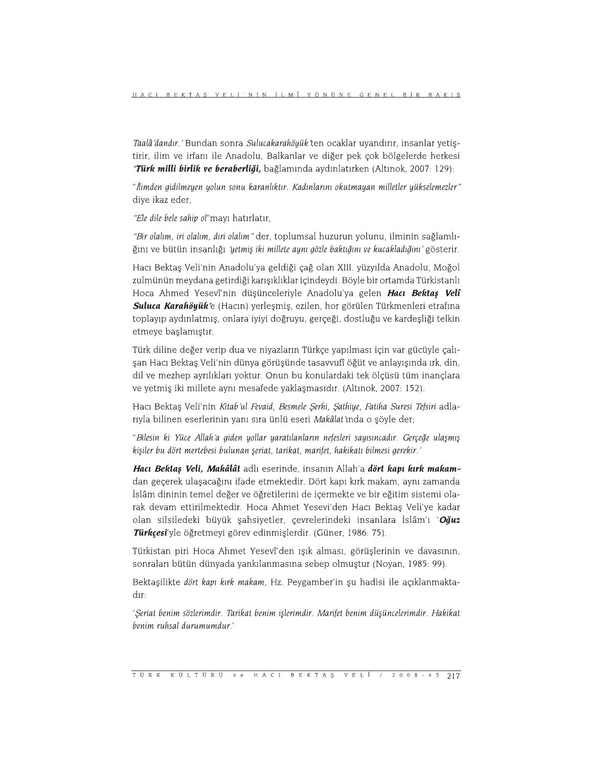*Taalâ'dandır.'* Bundan sonra *Sulucakarahöyük*'ten ocaklar uyandırır, insanlar yetiştirir, ilim ve irfanı ile Anadolu, Balkanlar ve diğer pek çok bölgelerde herkesi ***'Türk milli birlik ve beraberliği,*** bağlamında aydınlatırken (Altınok, 2007: 129):

*"İlimden gidilmeyen yolun sonu karanlıktır. Kadınlarını okutmayan milletler yükselemezler"* diye ikaz eder,

*"Ele dile bele sahip ol"*mayı hatırlatır,

*"Bir olalım, iri olalım, diri olalım"* der, toplumsal huzurun yolunu, ilminin sağlamlığını ve bütün insanlığı *'yetmiş iki millete aynı gözle baktığını ve kucakladığını'* gösterir.

Hacı Bektaş Veli'nin Anadolu'ya geldiği çağ olan XIII. yüzyılda Anadolu, Moğol zulmünün meydana getirdiği karışıklıklar içindeydi. Böyle bir ortamda Türkistanlı Hoca Ahmed Yesevî'nin düşünceleriyle Anadolu'ya gelen ***Hacı Bektaş Velî Suluca Karahöyük***'e (Hacın) yerleşmiş, ezilen, hor görülen Türkmenleri etrafına toplayıp aydınlatmış, onlara iyiyi doğruyu, gerçeği, dostluğu ve kardeşliği telkin etmeye başlamıştır.

Türk diline değer verip dua ve niyazların Türkçe yapılması için var gücüyle çalışan Hacı Bektaş Veli'nin dünya görüşünde tasavvufî öğüt ve anlayışında ırk, din, dil ve mezhep ayrılıkları yoktur. Onun bu konulardaki tek ölçüsü tüm inançlara ve yetmiş iki millete aynı mesafede yaklaşmasıdır. (Altınok, 2007: 152).

Hacı Bektaş Veli'nin *Kitab'ul Fevaid, Besmele Şerhi, Şathiye, Fatiha Suresi Tefsiri* adlarıyla bilinen eserlerinin yanı sıra ünlü eseri *Makâlat*'ında o şöyle der;

*"Bilesin ki Yüce Allah'a giden yollar yaratılanların nefesleri sayısıncadır. Gerçeğe ulaşmış kişiler bu dört mertebesi bulunan şeriat, tarikat, marifet, hakikatı bilmesi gerekir.'*

***Hacı Bektaş Veli, Makâlât*** adlı eserinde, insanın Allah'a ***dört kapı kırk makam***dan geçerek ulaşacağını ifade etmektedir. Dört kapı kırk makam, aynı zamanda İslâm dininin temel değer ve öğretilerini de içermekte ve bir eğitim sistemi olarak devam ettirilmektedir. Hoca Ahmet Yesevi'den Hacı Bektaş Veli'ye kadar olan silsiledeki büyük şahsiyetler, çevrelerindeki insanlara İslâm'ı '***Oğuz Türkçesi***'yle öğretmeyi görev edinmişlerdir. (Güner, 1986: 75).

Türkistan piri Hoca Ahmet Yesevî'den ışık alması, görüşlerinin ve davasının, sonraları bütün dünyada yankılanmasına sebep olmuştur (Noyan, 1985: 99).

Bektaşilikte *dört kapı kırk makam*, Hz. Peygamber'in şu hadisi ile açıklanmaktadır:

*'Şeriat benim sözlerimdir. Tarikat benim işlerimdir. Marifet benim düşüncelerimdir. Hakikat benim ruhsal durumumdur.'*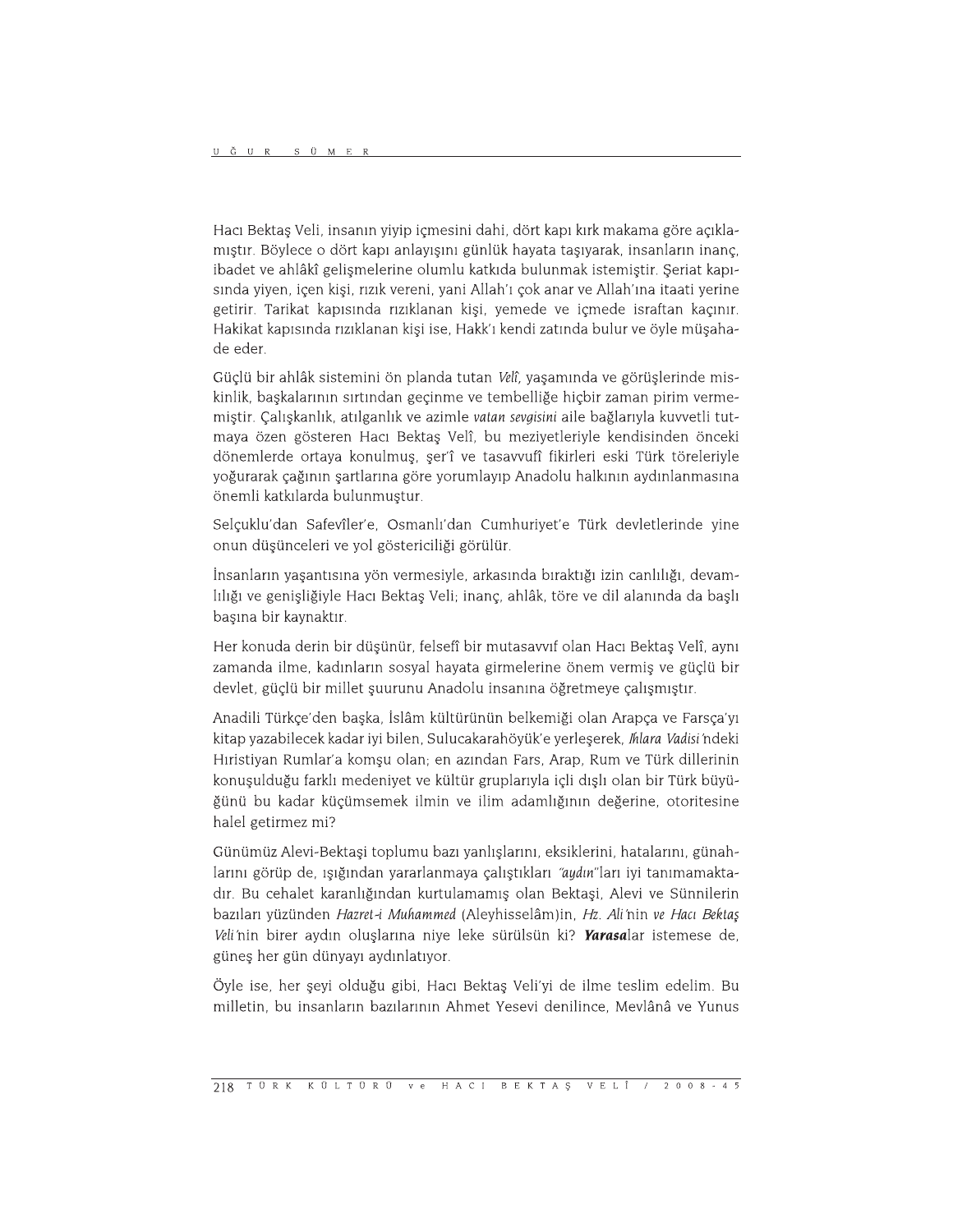Hacı Bektaş Veli, insanın yiyip içmesini dahi, dört kapı kırk makama göre açıklamıştır. Böylece o dört kapı anlayışını günlük hayata taşıyarak, insanların inanç, ibadet ve ahlâkî gelişmelerine olumlu katkıda bulunmak istemiştir. Şeriat kapısında yiyen, içen kişi, rızık vereni, yani Allah'ı çok anar ve Allah'ına itaati yerine getirir. Tarikat kapısında rızıklanan kişi, yemede ve içmede israftan kaçınır. Hakikat kapısında rızıklanan kişi ise, Hakk'ı kendi zatında bulur ve öyle müşahade eder.

Güçlü bir ahlâk sistemini ön planda tutan *Velî,* yaşamında ve görüşlerinde miskinlik, başkalarının sırtından geçinme ve tembelliğe hiçbir zaman pirim vermemiştir. Çalışkanlık, atılganlık ve azimle *vatan sevgisini* aile bağlarıyla kuvvetli tutmaya özen gösteren Hacı Bektaş Velî, bu meziyetleriyle kendisinden önceki dönemlerde ortaya konulmuş, şer'î ve tasavvufî fikirleri eski Türk töreleriyle yoğurarak çağının şartlarına göre yorumlayıp Anadolu halkının aydınlanmasına önemli katkılarda bulunmuştur.

Selçuklu'dan Safevîler'e, Osmanlı'dan Cumhuriyet'e Türk devletlerinde yine onun düşünceleri ve yol göstericiliği görülür.

İnsanların yaşantısına yön vermesiyle, arkasında bıraktığı izin canlılığı, devamlılığı ve genişliğiyle Hacı Bektaş Veli; inanç, ahlâk, töre ve dil alanında da başlı başına bir kaynaktır.

Her konuda derin bir düşünür, felsefî bir mutasavvıf olan Hacı Bektaş Velî, aynı zamanda ilme, kadınların sosyal hayata girmelerine önem vermiş ve güçlü bir devlet, güçlü bir millet şuurunu Anadolu insanına öğretmeye çalışmıştır.

Anadili Türkçe'den başka, İslâm kültürünün belkemiği olan Arapça ve Farsça'yı kitap yazabilecek kadar iyi bilen, Sulucakarahöyük'e yerleşerek, *Ihlara Vadisi*'ndeki Hıristiyan Rumlar'a komşu olan; en azından Fars, Arap, Rum ve Türk dillerinin konuşulduğu farklı medeniyet ve kültür gruplarıyla içli dışlı olan bir Türk büyüğünü bu kadar küçümsemek ilmin ve ilim adamlığının değerine, otoritesine halel getirmez mi?

Günümüz Alevi-Bektaşi toplumu bazı yanlışlarını, eksiklerini, hatalarını, günahlarını görüp de, ışığından yararlanmaya çalıştıkları *"aydın"*ları iyi tanımamaktadır. Bu cehalet karanlığından kurtulamamış olan Bektaşi, Alevi ve Sünnilerin bazıları yüzünden *Hazret-i Muhammed* (Aleyhisselâm)in, *Hz. Ali*'nin *ve Hacı Bektaş Veli*'nin birer aydın oluşlarına niye leke sürülsün ki? ***Yarasa***lar istemese de, güneş her gün dünyayı aydınlatıyor.

Öyle ise, her şeyi olduğu gibi, Hacı Bektaş Veli'yi de ilme teslim edelim. Bu milletin, bu insanların bazılarının Ahmet Yesevi denilince, Mevlânâ ve Yunus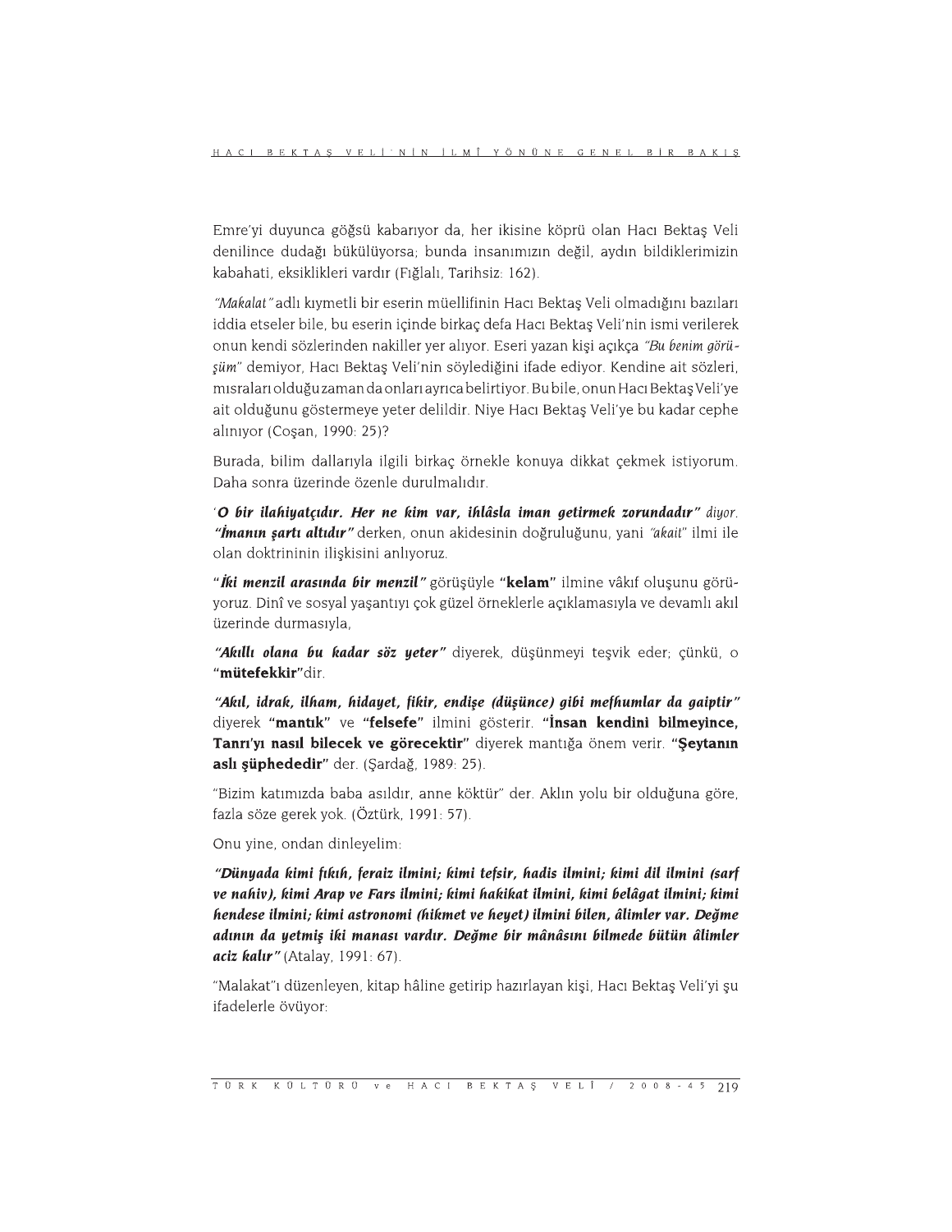Emre'yi duyunca göğsü kabarıyor da, her ikisine köprü olan Hacı Bektaş Veli denilince dudağı bükülüyorsa; bunda insanımızın değil, aydın bildiklerimizin kabahati, eksiklikleri vardır (Fığlalı, Tarihsiz: 162).

*"Makalat"* adlı kıymetli bir eserin müellifinin Hacı Bektaş Veli olmadığını bazıları iddia etseler bile, bu eserin içinde birkaç defa Hacı Bektaş Veli'nin ismi verilerek onun kendi sözlerinden nakiller yer alıyor. Eseri yazan kişi açıkça *"Bu benim görüşüm"* demiyor, Hacı Bektaş Veli'nin söylediğini ifade ediyor. Kendine ait sözleri, mısraları olduğu zaman da onları ayrıca belirtiyor. Bu bile, onun Hacı Bektaş Veli'ye ait olduğunu göstermeye yeter delildir. Niye Hacı Bektaş Veli'ye bu kadar cephe alınıyor (Coşan, 1990: 25)?

Burada, bilim dallarıyla ilgili birkaç örnekle konuya dikkat çekmek istiyorum. Daha sonra üzerinde özenle durulmalıdır.

'***O bir ilahiyatçıdır. Her ne kim var, ihlâsla iman getirmek zorundadır"*** *diyor.* ***"İmanın şartı altıdır"*** derken, onun akidesinin doğruluğunu, yani *"akait"* ilmi ile olan doktrininin ilişkisini anlıyoruz.

"***İki menzil arasında bir menzil"*** görüşüyle "**kelam**" ilmine vâkıf oluşunu görüyoruz. Dinî ve sosyal yaşantıyı çok güzel örneklerle açıklamasıyla ve devamlı akıl üzerinde durmasıyla,

***"Akıllı olana bu kadar söz yeter"*** diyerek, düşünmeyi teşvik eder; çünkü, o "**mütefekkir**"dir.

***"Akıl, idrak, ilham, hidayet, fikir, endişe (düşünce) gibi mefhumlar da gaiptir"*** diyerek "**mantık**" ve "**felsefe**" ilmini gösterir. "**İnsan kendini bilmeyince, Tanrı'yı nasıl bilecek ve görecektir**" diyerek mantığa önem verir. "**Şeytanın aslı şüphededir**" der. (Şardağ, 1989: 25).

"Bizim katımızda baba asıldır, anne köktür" der. Aklın yolu bir olduğuna göre, fazla söze gerek yok. (Öztürk, 1991: 57).

Onu yine, ondan dinleyelim:

***"Dünyada kimi fıkıh, feraiz ilmini; kimi tefsir, hadis ilmini; kimi dil ilmini (sarf ve nahiv), kimi Arap ve Fars ilmini; kimi hakikat ilmini, kimi belâgat ilmini; kimi hendese ilmini; kimi astronomi (hikmet ve heyet) ilmini bilen, âlimler var. Değme adının da yetmiş iki manası vardır. Değme bir mânâsını bilmede bütün âlimler aciz kalır"*** (Atalay, 1991: 67).

"Malakat"ı düzenleyen, kitap hâline getirip hazırlayan kişi, Hacı Bektaş Veli'yi şu ifadelerle övüyor: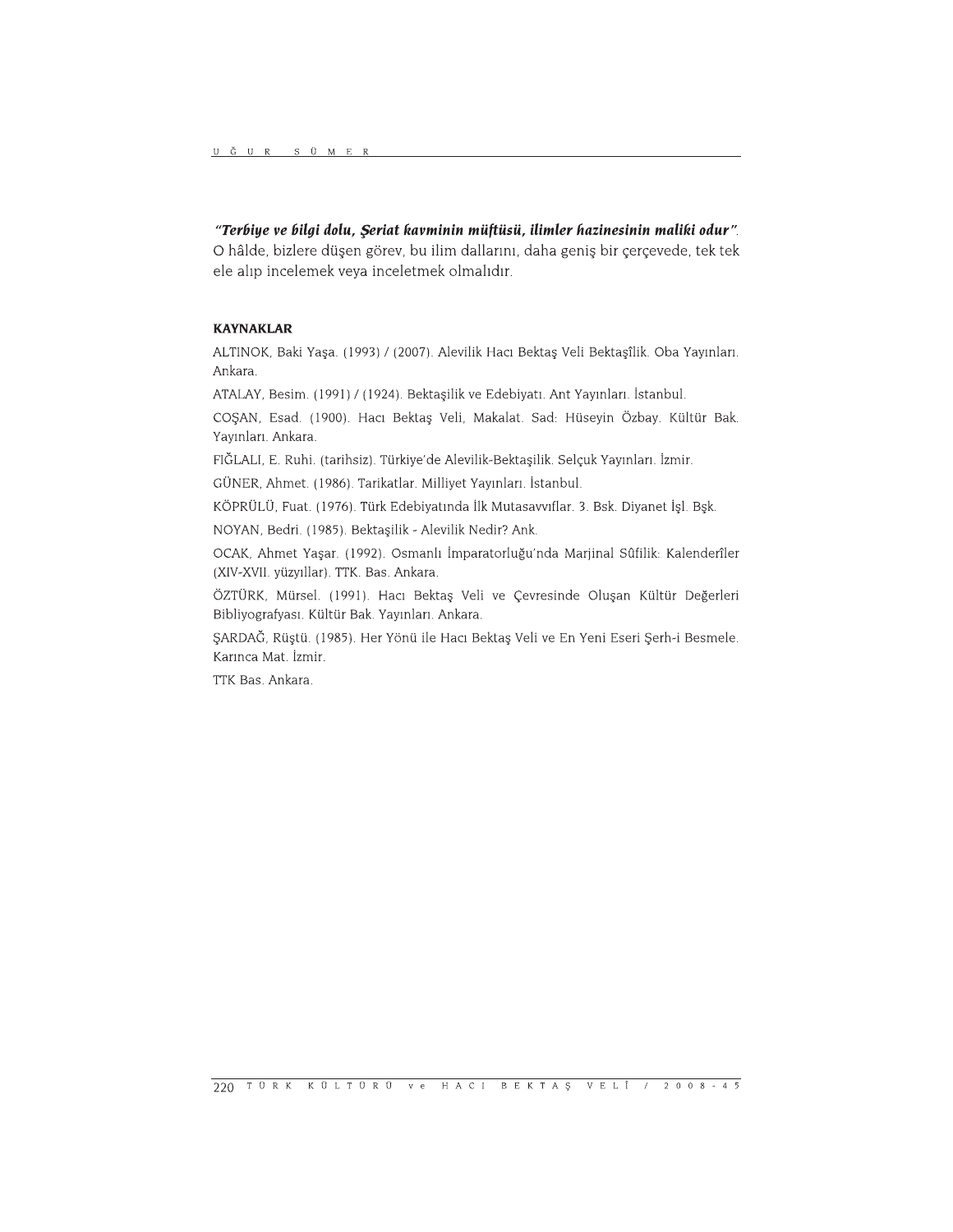***"Terbiye ve bilgi dolu, Şeriat kavminin müftüsü, ilimler hazinesinin maliki odur".*** O hâlde, bizlere düşen görev, bu ilim dallarını, daha geniş bir çerçevede, tek tek ele alıp incelemek veya inceletmek olmalıdır.

**KAYNAKLAR**

ALTINOK, Baki Yaşa. (1993) / (2007). Alevilik Hacı Bektaş Veli Bektaşîlik. Oba Yayınları. Ankara.

ATALAY, Besim. (1991) / (1924). Bektaşilik ve Edebiyatı. Ant Yayınları. İstanbul.

COŞAN, Esad. (1900). Hacı Bektaş Veli, Makalat. Sad: Hüseyin Özbay. Kültür Bak. Yayınları. Ankara.

FIĞLALI, E. Ruhi. (tarihsiz). Türkiye'de Alevilik-Bektaşilik. Selçuk Yayınları. İzmir.

GÜNER, Ahmet. (1986). Tarikatlar. Milliyet Yayınları. İstanbul.

KÖPRÜLÜ, Fuat. (1976). Türk Edebiyatında İlk Mutasavvıflar. 3. Bsk. Diyanet İşl. Bşk.

NOYAN, Bedri. (1985). Bektaşilik - Alevilik Nedir? Ank.

OCAK, Ahmet Yaşar. (1992). Osmanlı İmparatorluğu'nda Marjinal Sûfilik: Kalenderîler (XIV-XVII. yüzyıllar). TTK. Bas. Ankara.

ÖZTÜRK, Mürsel. (1991). Hacı Bektaş Veli ve Çevresinde Oluşan Kültür Değerleri Bibliyografyası. Kültür Bak. Yayınları. Ankara.

ŞARDAĞ, Rüştü. (1985). Her Yönü ile Hacı Bektaş Veli ve En Yeni Eseri Şerh-i Besmele. Karınca Mat. İzmir.

TTK Bas. Ankara.